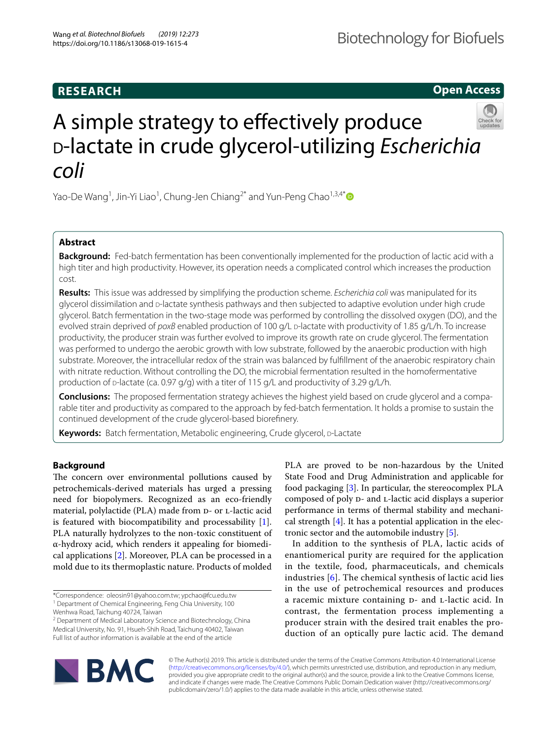RESEARCH

Open Access

# A simple strategy to effectively produce D-lactate in crude glycerol-utilizing *Escherichia coli*

Yao-De Wang[1], Jin-Yi Liao[1], Chung-Jen Chiang[2*] and Yun-Peng Chao[1,3,4*]

## Abstract

**Background:** Fed-batch fermentation has been conventionally implemented for the production of lactic acid with a high titer and high productivity. However, its operation needs a complicated control which increases the production cost.

**Results:** This issue was addressed by simplifying the production scheme. *Escherichia coli* was manipulated for its glycerol dissimilation and D-lactate synthesis pathways and then subjected to adaptive evolution under high crude glycerol. Batch fermentation in the two-stage mode was performed by controlling the dissolved oxygen (DO), and the evolved strain deprived of *poxB* enabled production of 100 g/L D-lactate with productivity of 1.85 g/L/h. To increase productivity, the producer strain was further evolved to improve its growth rate on crude glycerol. The fermentation was performed to undergo the aerobic growth with low substrate, followed by the anaerobic production with high substrate. Moreover, the intracellular redox of the strain was balanced by fulfillment of the anaerobic respiratory chain with nitrate reduction. Without controlling the DO, the microbial fermentation resulted in the homofermentative production of D-lactate (ca. 0.97 g/g) with a titer of 115 g/L and productivity of 3.29 g/L/h.

**Conclusions:** The proposed fermentation strategy achieves the highest yield based on crude glycerol and a comparable titer and productivity as compared to the approach by fed-batch fermentation. It holds a promise to sustain the continued development of the crude glycerol-based biorefinery.

**Keywords:** Batch fermentation, Metabolic engineering, Crude glycerol, D-Lactate

## Background

The concern over environmental pollutions caused by petrochemicals-derived materials has urged a pressing need for biopolymers. Recognized as an eco-friendly material, polylactide (PLA) made from D- or L-lactic acid is featured with biocompatibility and processability [1]. PLA naturally hydrolyzes to the non-toxic constituent of α-hydroxy acid, which renders it appealing for biomedical applications [2]. Moreover, PLA can be processed in a mold due to its thermoplastic nature. Products of molded PLA are proved to be non-hazardous by the United State Food and Drug Administration and applicable for food packaging [3]. In particular, the stereocomplex PLA composed of poly D- and L-lactic acid displays a superior performance in terms of thermal stability and mechanical strength [4]. It has a potential application in the electronic sector and the automobile industry [5].

In addition to the synthesis of PLA, lactic acids of enantiomerical purity are required for the application in the textile, food, pharmaceuticals, and chemicals industries [6]. The chemical synthesis of lactic acid lies in the use of petrochemical resources and produces a racemic mixture containing D- and L-lactic acid. In contrast, the fermentation process implementing a producer strain with the desired trait enables the production of an optically pure lactic acid. The demand

*Correspondence: oleosin91@yahoo.com.tw; ypchao@fcu.edu.tw
[1] Department of Chemical Engineering, Feng Chia University, 100 Wenhwa Road, Taichung 40724, Taiwan
[2] Department of Medical Laboratory Science and Biotechnology, China Medical University, No. 91, Hsueh-Shih Road, Taichung 40402, Taiwan
Full list of author information is available at the end of the article

© The Author(s) 2019. This article is distributed under the terms of the Creative Commons Attribution 4.0 International License (http://creativecommons.org/licenses/by/4.0/), which permits unrestricted use, distribution, and reproduction in any medium, provided you give appropriate credit to the original author(s) and the source, provide a link to the Creative Commons license, and indicate if changes were made. The Creative Commons Public Domain Dedication waiver (http://creativecommons.org/publicdomain/zero/1.0/) applies to the data made available in this article, unless otherwise stated.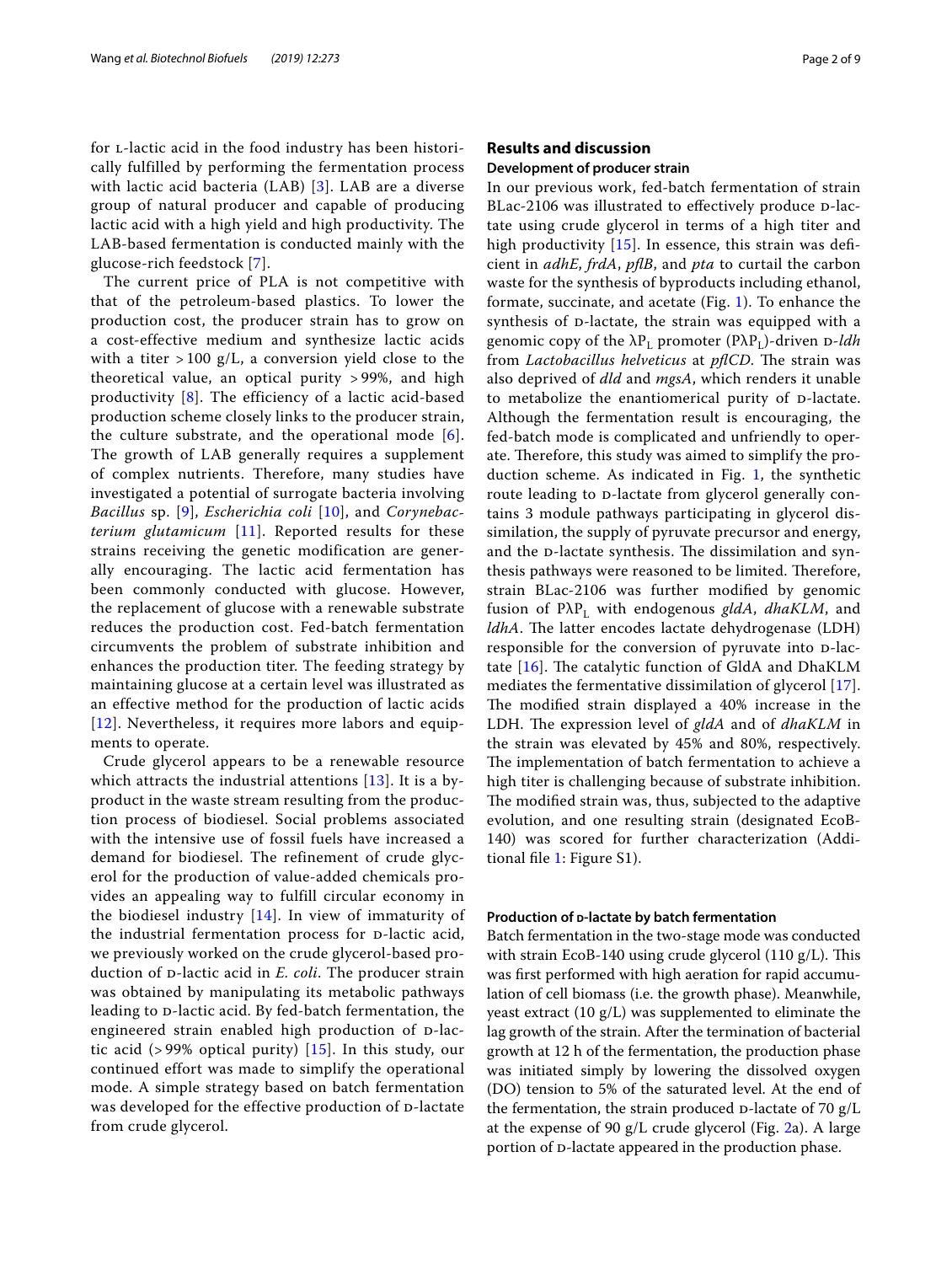for L-lactic acid in the food industry has been historically fulfilled by performing the fermentation process with lactic acid bacteria (LAB) [3]. LAB are a diverse group of natural producer and capable of producing lactic acid with a high yield and high productivity. The LAB-based fermentation is conducted mainly with the glucose-rich feedstock [7].

The current price of PLA is not competitive with that of the petroleum-based plastics. To lower the production cost, the producer strain has to grow on a cost-effective medium and synthesize lactic acids with a titer >100 g/L, a conversion yield close to the theoretical value, an optical purity >99%, and high productivity [8]. The efficiency of a lactic acid-based production scheme closely links to the producer strain, the culture substrate, and the operational mode [6]. The growth of LAB generally requires a supplement of complex nutrients. Therefore, many studies have investigated a potential of surrogate bacteria involving *Bacillus* sp. [9], *Escherichia coli* [10], and *Corynebacterium glutamicum* [11]. Reported results for these strains receiving the genetic modification are generally encouraging. The lactic acid fermentation has been commonly conducted with glucose. However, the replacement of glucose with a renewable substrate reduces the production cost. Fed-batch fermentation circumvents the problem of substrate inhibition and enhances the production titer. The feeding strategy by maintaining glucose at a certain level was illustrated as an effective method for the production of lactic acids [12]. Nevertheless, it requires more labors and equipments to operate.

Crude glycerol appears to be a renewable resource which attracts the industrial attentions [13]. It is a by-product in the waste stream resulting from the production process of biodiesel. Social problems associated with the intensive use of fossil fuels have increased a demand for biodiesel. The refinement of crude glycerol for the production of value-added chemicals provides an appealing way to fulfill circular economy in the biodiesel industry [14]. In view of immaturity of the industrial fermentation process for D-lactic acid, we previously worked on the crude glycerol-based production of D-lactic acid in *E. coli*. The producer strain was obtained by manipulating its metabolic pathways leading to D-lactic acid. By fed-batch fermentation, the engineered strain enabled high production of D-lactic acid (>99% optical purity) [15]. In this study, our continued effort was made to simplify the operational mode. A simple strategy based on batch fermentation was developed for the effective production of D-lactate from crude glycerol.

## Results and discussion

### Development of producer strain

In our previous work, fed-batch fermentation of strain BLac-2106 was illustrated to effectively produce D-lactate using crude glycerol in terms of a high titer and high productivity [15]. In essence, this strain was deficient in *adhE*, *frdA*, *pflB*, and *pta* to curtail the carbon waste for the synthesis of byproducts including ethanol, formate, succinate, and acetate (Fig. 1). To enhance the synthesis of D-lactate, the strain was equipped with a genomic copy of the $\lambda P_L$ promoter ($P\lambda P_L$)-driven D-*ldh* from *Lactobacillus helveticus* at *pflCD*. The strain was also deprived of *dld* and *mgsA*, which renders it unable to metabolize the enantiomerical purity of D-lactate. Although the fermentation result is encouraging, the fed-batch mode is complicated and unfriendly to operate. Therefore, this study was aimed to simplify the production scheme. As indicated in Fig. 1, the synthetic route leading to D-lactate from glycerol generally contains 3 module pathways participating in glycerol dissimilation, the supply of pyruvate precursor and energy, and the D-lactate synthesis. The dissimilation and synthesis pathways were reasoned to be limited. Therefore, strain BLac-2106 was further modified by genomic fusion of $P\lambda P_L$ with endogenous *gldA*, *dhaKLM*, and *ldhA*. The latter encodes lactate dehydrogenase (LDH) responsible for the conversion of pyruvate into D-lactate [16]. The catalytic function of GldA and DhaKLM mediates the fermentative dissimilation of glycerol [17]. The modified strain displayed a 40% increase in the LDH. The expression level of *gldA* and of *dhaKLM* in the strain was elevated by 45% and 80%, respectively. The implementation of batch fermentation to achieve a high titer is challenging because of substrate inhibition. The modified strain was, thus, subjected to the adaptive evolution, and one resulting strain (designated EcoB-140) was scored for further characterization (Additional file 1: Figure S1).

### Production of D-lactate by batch fermentation

Batch fermentation in the two-stage mode was conducted with strain EcoB-140 using crude glycerol (110 g/L). This was first performed with high aeration for rapid accumulation of cell biomass (i.e. the growth phase). Meanwhile, yeast extract (10 g/L) was supplemented to eliminate the lag growth of the strain. After the termination of bacterial growth at 12 h of the fermentation, the production phase was initiated simply by lowering the dissolved oxygen (DO) tension to 5% of the saturated level. At the end of the fermentation, the strain produced D-lactate of 70 g/L at the expense of 90 g/L crude glycerol (Fig. 2a). A large portion of D-lactate appeared in the production phase.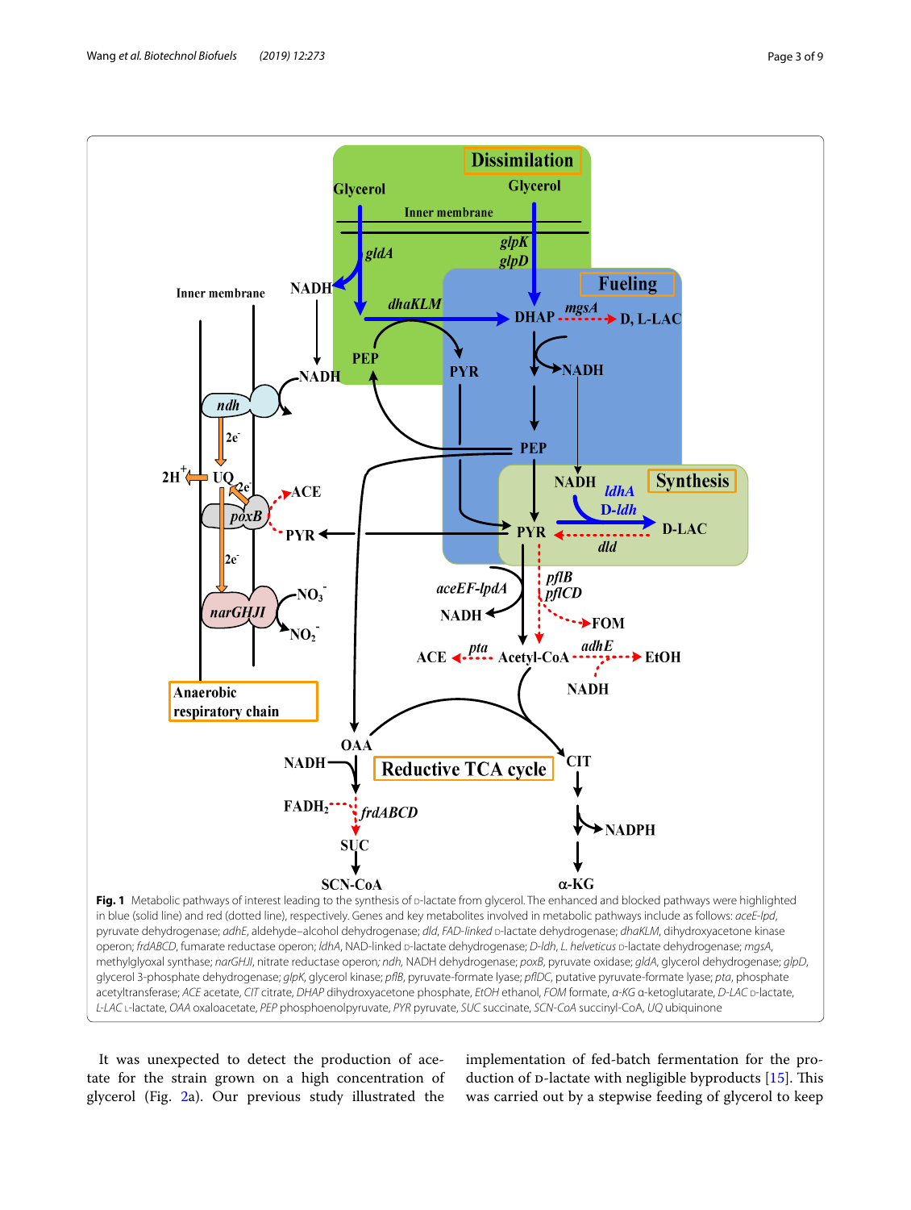**Fig. 1** Metabolic pathways of interest leading to the synthesis of D-lactate from glycerol. The enhanced and blocked pathways were highlighted in blue (solid line) and red (dotted line), respectively. Genes and key metabolites involved in metabolic pathways include as follows: *aceE-lpd*, pyruvate dehydrogenase; *adhE*, aldehyde–alcohol dehydrogenase; *dld*, FAD-linked D-lactate dehydrogenase; *dhaKLM*, dihydroxyacetone kinase operon; *frdABCD*, fumarate reductase operon; *ldhA*, NAD-linked D-lactate dehydrogenase; *D-ldh*, *L. helveticus* D-lactate dehydrogenase; *mgsA*, methylglyoxal synthase; *narGHJI*, nitrate reductase operon; *ndh*, NADH dehydrogenase; *poxB*, pyruvate oxidase; *gldA*, glycerol dehydrogenase; *glpD*, glycerol 3-phosphate dehydrogenase; *glpK*, glycerol kinase; *pflB*, pyruvate-formate lyase; *pflDC*, putative pyruvate-formate lyase; *pta*, phosphate acetyltransferase; *ACE* acetate, *CIT* citrate, *DHAP* dihydroxyacetone phosphate, *EtOH* ethanol, *FOM* formate, *α-KG* α-ketoglutarate, *D-LAC* D-lactate, *L-LAC* L-lactate, *OAA* oxaloacetate, *PEP* phosphoenolpyruvate, *PYR* pyruvate, *SUC* succinate, *SCN-CoA* succinyl-CoA, *UQ* ubiquinone

It was unexpected to detect the production of acetate for the strain grown on a high concentration of glycerol (Fig. 2a). Our previous study illustrated the implementation of fed-batch fermentation for the production of D-lactate with negligible byproducts [15]. This was carried out by a stepwise feeding of glycerol to keep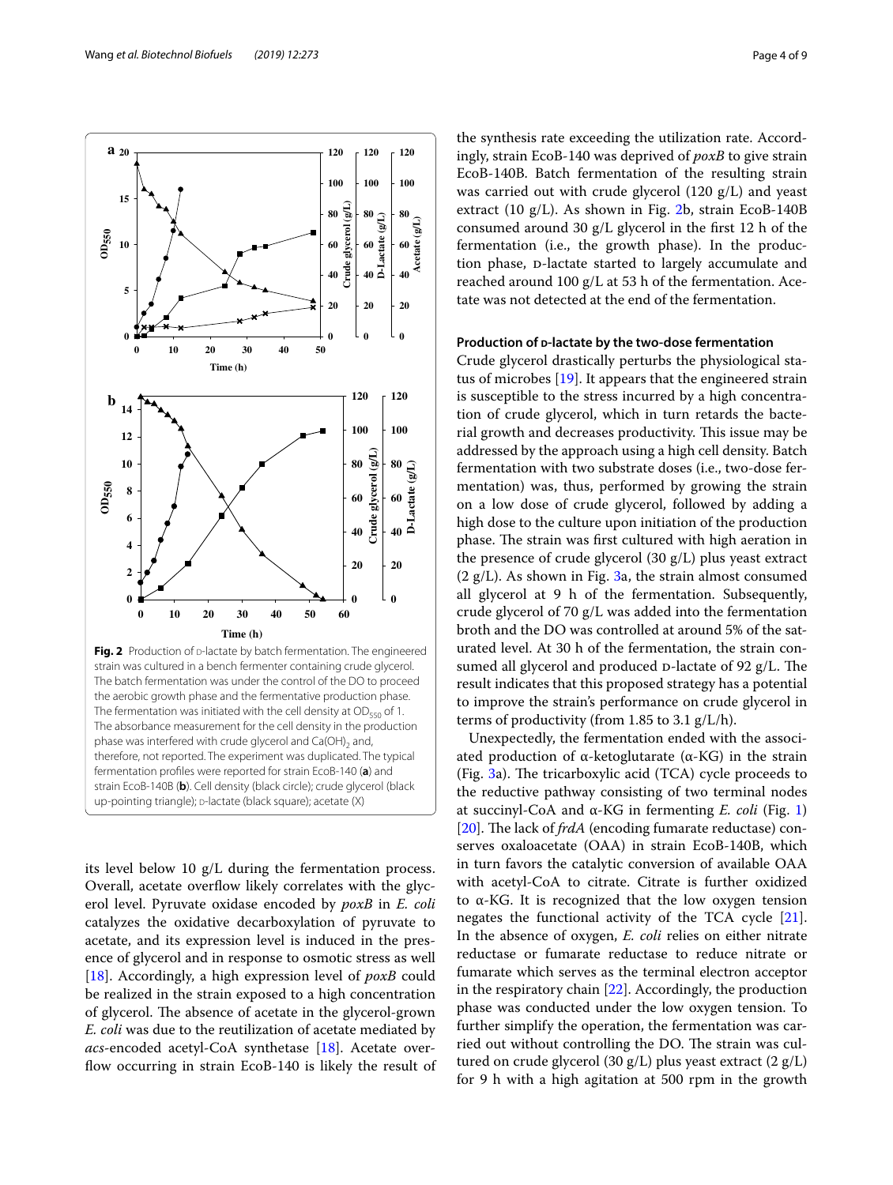**Fig. 2** Production of D-lactate by batch fermentation. The engineered strain was cultured in a bench fermenter containing crude glycerol. The batch fermentation was under the control of the DO to proceed the aerobic growth phase and the fermentative production phase. The fermentation was initiated with the cell density at $OD_{550}$ of 1. The absorbance measurement for the cell density in the production phase was interfered with crude glycerol and $Ca(OH)_2$ and, therefore, not reported. The experiment was duplicated. The typical fermentation profiles were reported for strain EcoB-140 (**a**) and strain EcoB-140B (**b**). Cell density (black circle); crude glycerol (black up-pointing triangle); D-lactate (black square); acetate (X)

its level below 10 g/L during the fermentation process. Overall, acetate overflow likely correlates with the glycerol level. Pyruvate oxidase encoded by *poxB* in *E. coli* catalyzes the oxidative decarboxylation of pyruvate to acetate, and its expression level is induced in the presence of glycerol and in response to osmotic stress as well [18]. Accordingly, a high expression level of *poxB* could be realized in the strain exposed to a high concentration of glycerol. The absence of acetate in the glycerol-grown *E. coli* was due to the reutilization of acetate mediated by *acs*-encoded acetyl-CoA synthetase [18]. Acetate overflow occurring in strain EcoB-140 is likely the result of the synthesis rate exceeding the utilization rate. Accordingly, strain EcoB-140 was deprived of *poxB* to give strain EcoB-140B. Batch fermentation of the resulting strain was carried out with crude glycerol (120 g/L) and yeast extract (10 g/L). As shown in Fig. 2b, strain EcoB-140B consumed around 30 g/L glycerol in the first 12 h of the fermentation (i.e., the growth phase). In the production phase, D-lactate started to largely accumulate and reached around 100 g/L at 53 h of the fermentation. Acetate was not detected at the end of the fermentation.

### Production of D-lactate by the two-dose fermentation

Crude glycerol drastically perturbs the physiological status of microbes [19]. It appears that the engineered strain is susceptible to the stress incurred by a high concentration of crude glycerol, which in turn retards the bacterial growth and decreases productivity. This issue may be addressed by the approach using a high cell density. Batch fermentation with two substrate doses (i.e., two-dose fermentation) was, thus, performed by growing the strain on a low dose of crude glycerol, followed by adding a high dose to the culture upon initiation of the production phase. The strain was first cultured with high aeration in the presence of crude glycerol (30 g/L) plus yeast extract (2 g/L). As shown in Fig. 3a, the strain almost consumed all glycerol at 9 h of the fermentation. Subsequently, crude glycerol of 70 g/L was added into the fermentation broth and the DO was controlled at around 5% of the saturated level. At 30 h of the fermentation, the strain consumed all glycerol and produced D-lactate of 92 g/L. The result indicates that this proposed strategy has a potential to improve the strain's performance on crude glycerol in terms of productivity (from 1.85 to 3.1 g/L/h).

Unexpectedly, the fermentation ended with the associated production of α-ketoglutarate (α-KG) in the strain (Fig. 3a). The tricarboxylic acid (TCA) cycle proceeds to the reductive pathway consisting of two terminal nodes at succinyl-CoA and α-KG in fermenting *E. coli* (Fig. 1) [20]. The lack of *frdA* (encoding fumarate reductase) conserves oxaloacetate (OAA) in strain EcoB-140B, which in turn favors the catalytic conversion of available OAA with acetyl-CoA to citrate. Citrate is further oxidized to α-KG. It is recognized that the low oxygen tension negates the functional activity of the TCA cycle [21]. In the absence of oxygen, *E. coli* relies on either nitrate reductase or fumarate reductase to reduce nitrate or fumarate which serves as the terminal electron acceptor in the respiratory chain [22]. Accordingly, the production phase was conducted under the low oxygen tension. To further simplify the operation, the fermentation was carried out without controlling the DO. The strain was cultured on crude glycerol (30 g/L) plus yeast extract (2 g/L) for 9 h with a high agitation at 500 rpm in the growth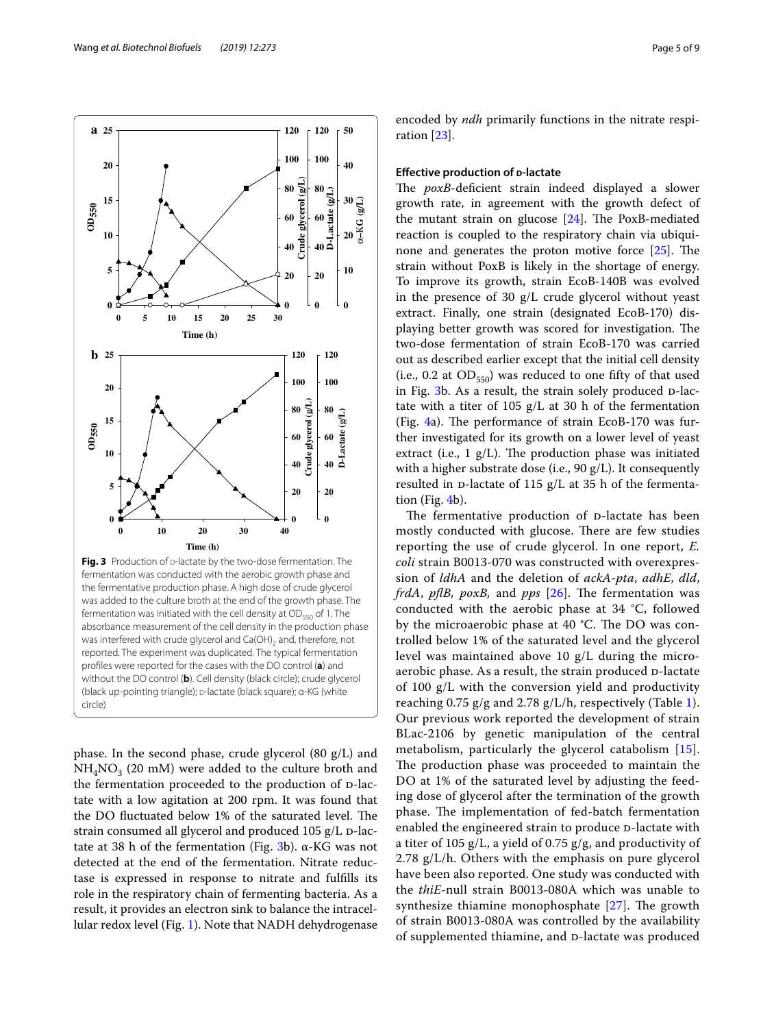Fig. 3 Production of D-lactate by the two-dose fermentation. The fermentation was conducted with the aerobic growth phase and the fermentative production phase. A high dose of crude glycerol was added to the culture broth at the end of the growth phase. The fermentation was initiated with the cell density at $OD_{550}$ of 1. The absorbance measurement of the cell density in the production phase was interfered with crude glycerol and $Ca(OH)_2$ and, therefore, not reported. The experiment was duplicated. The typical fermentation profiles were reported for the cases with the DO control (**a**) and without the DO control (**b**). Cell density (black circle); crude glycerol (black up-pointing triangle); D-lactate (black square); α-KG (white circle)

phase. In the second phase, crude glycerol (80 g/L) and $NH_4NO_3$ (20 mM) were added to the culture broth and the fermentation proceeded to the production of D-lactate with a low agitation at 200 rpm. It was found that the DO fluctuated below 1% of the saturated level. The strain consumed all glycerol and produced 105 g/L D-lactate at 38 h of the fermentation (Fig. 3b). α-KG was not detected at the end of the fermentation. Nitrate reductase is expressed in response to nitrate and fulfills its role in the respiratory chain of fermenting bacteria. As a result, it provides an electron sink to balance the intracellular redox level (Fig. 1). Note that NADH dehydrogenase encoded by *ndh* primarily functions in the nitrate respiration [23].

### Effective production of D-lactate

The *poxB*-deficient strain indeed displayed a slower growth rate, in agreement with the growth defect of the mutant strain on glucose [24]. The PoxB-mediated reaction is coupled to the respiratory chain via ubiquinone and generates the proton motive force [25]. The strain without PoxB is likely in the shortage of energy. To improve its growth, strain EcoB-140B was evolved in the presence of 30 g/L crude glycerol without yeast extract. Finally, one strain (designated EcoB-170) displaying better growth was scored for investigation. The two-dose fermentation of strain EcoB-170 was carried out as described earlier except that the initial cell density (i.e., 0.2 at $OD_{550}$) was reduced to one fifty of that used in Fig. 3b. As a result, the strain solely produced D-lactate with a titer of 105 g/L at 30 h of the fermentation (Fig. 4a). The performance of strain EcoB-170 was further investigated for its growth on a lower level of yeast extract (i.e., 1 g/L). The production phase was initiated with a higher substrate dose (i.e., 90 g/L). It consequently resulted in D-lactate of 115 g/L at 35 h of the fermentation (Fig. 4b).

The fermentative production of D-lactate has been mostly conducted with glucose. There are few studies reporting the use of crude glycerol. In one report, *E. coli* strain B0013-070 was constructed with overexpression of *ldhA* and the deletion of *ackA-pta*, *adhE*, *dld*, *frdA*, *pflB*, *poxB*, and *pps* [26]. The fermentation was conducted with the aerobic phase at 34 °C, followed by the microaerobic phase at 40 °C. The DO was controlled below 1% of the saturated level and the glycerol level was maintained above 10 g/L during the microaerobic phase. As a result, the strain produced D-lactate of 100 g/L with the conversion yield and productivity reaching 0.75 g/g and 2.78 g/L/h, respectively (Table 1). Our previous work reported the development of strain BLac-2106 by genetic manipulation of the central metabolism, particularly the glycerol catabolism [15]. The production phase was proceeded to maintain the DO at 1% of the saturated level by adjusting the feeding dose of glycerol after the termination of the growth phase. The implementation of fed-batch fermentation enabled the engineered strain to produce D-lactate with a titer of 105 g/L, a yield of 0.75 g/g, and productivity of 2.78 g/L/h. Others with the emphasis on pure glycerol have been also reported. One study was conducted with the *thiE*-null strain B0013-080A which was unable to synthesize thiamine monophosphate [27]. The growth of strain B0013-080A was controlled by the availability of supplemented thiamine, and D-lactate was produced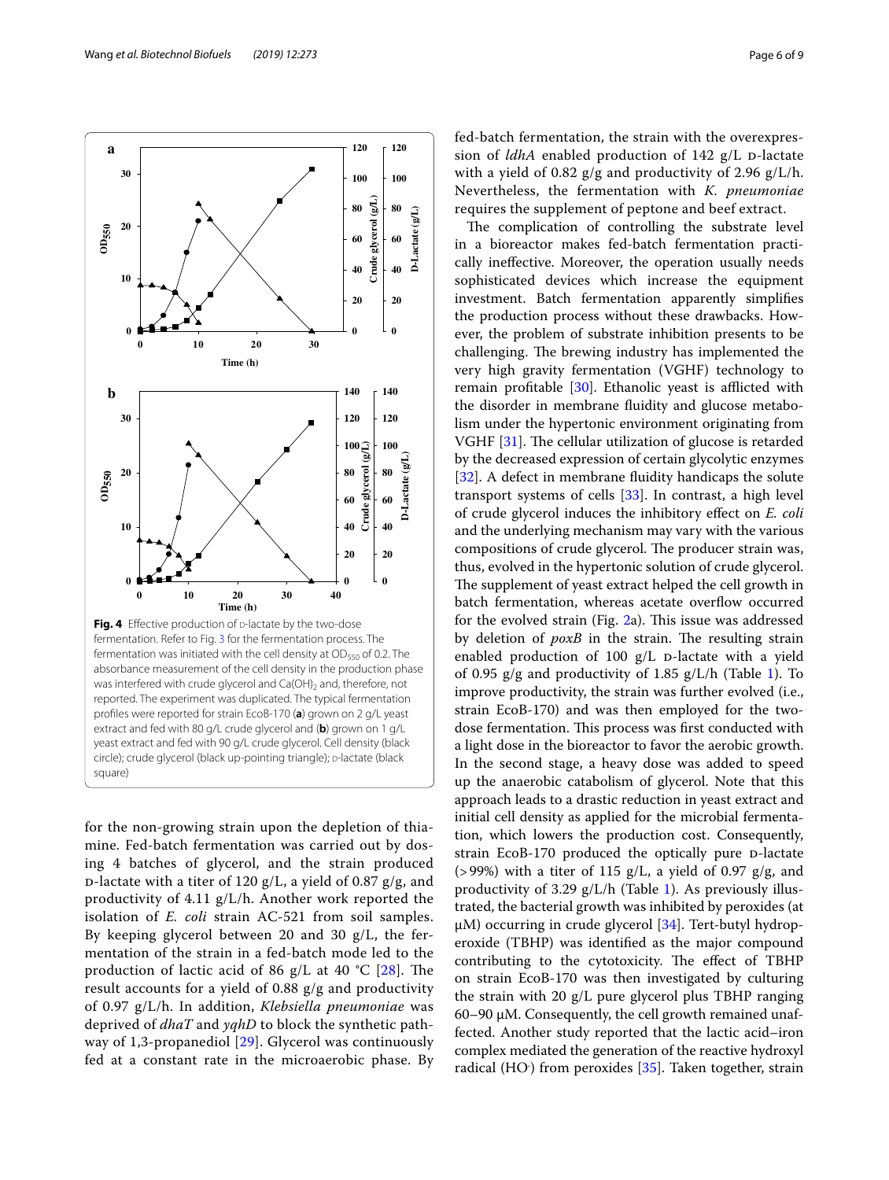**Fig. 4** Effective production of D-lactate by the two-dose fermentation. Refer to Fig. 3 for the fermentation process. The fermentation was initiated with the cell density at $OD_{550}$ of 0.2. The absorbance measurement of the cell density in the production phase was interfered with crude glycerol and $Ca(OH)_2$ and, therefore, not reported. The experiment was duplicated. The typical fermentation profiles were reported for strain EcoB-170 (**a**) grown on 2 g/L yeast extract and fed with 80 g/L crude glycerol and (**b**) grown on 1 g/L yeast extract and fed with 90 g/L crude glycerol. Cell density (black circle); crude glycerol (black up-pointing triangle); D-lactate (black square)

for the non-growing strain upon the depletion of thiamine. Fed-batch fermentation was carried out by dosing 4 batches of glycerol, and the strain produced D-lactate with a titer of 120 g/L, a yield of 0.87 g/g, and productivity of 4.11 g/L/h. Another work reported the isolation of *E. coli* strain AC-521 from soil samples. By keeping glycerol between 20 and 30 g/L, the fermentation of the strain in a fed-batch mode led to the production of lactic acid of 86 g/L at 40 °C [28]. The result accounts for a yield of 0.88 g/g and productivity of 0.97 g/L/h. In addition, *Klebsiella pneumoniae* was deprived of *dhaT* and *yqhD* to block the synthetic pathway of 1,3-propanediol [29]. Glycerol was continuously fed at a constant rate in the microaerobic phase. By fed-batch fermentation, the strain with the overexpression of *ldhA* enabled production of 142 g/L D-lactate with a yield of 0.82 g/g and productivity of 2.96 g/L/h. Nevertheless, the fermentation with *K. pneumoniae* requires the supplement of peptone and beef extract.

The complication of controlling the substrate level in a bioreactor makes fed-batch fermentation practically ineffective. Moreover, the operation usually needs sophisticated devices which increase the equipment investment. Batch fermentation apparently simplifies the production process without these drawbacks. However, the problem of substrate inhibition presents to be challenging. The brewing industry has implemented the very high gravity fermentation (VGHF) technology to remain profitable [30]. Ethanolic yeast is afflicted with the disorder in membrane fluidity and glucose metabolism under the hypertonic environment originating from VGHF [31]. The cellular utilization of glucose is retarded by the decreased expression of certain glycolytic enzymes [32]. A defect in membrane fluidity handicaps the solute transport systems of cells [33]. In contrast, a high level of crude glycerol induces the inhibitory effect on *E. coli* and the underlying mechanism may vary with the various compositions of crude glycerol. The producer strain was, thus, evolved in the hypertonic solution of crude glycerol. The supplement of yeast extract helped the cell growth in batch fermentation, whereas acetate overflow occurred for the evolved strain (Fig. 2a). This issue was addressed by deletion of *poxB* in the strain. The resulting strain enabled production of 100 g/L D-lactate with a yield of 0.95 g/g and productivity of 1.85 g/L/h (Table 1). To improve productivity, the strain was further evolved (i.e., strain EcoB-170) and was then employed for the two-dose fermentation. This process was first conducted with a light dose in the bioreactor to favor the aerobic growth. In the second stage, a heavy dose was added to speed up the anaerobic catabolism of glycerol. Note that this approach leads to a drastic reduction in yeast extract and initial cell density as applied for the microbial fermentation, which lowers the production cost. Consequently, strain EcoB-170 produced the optically pure D-lactate (> 99%) with a titer of 115 g/L, a yield of 0.97 g/g, and productivity of 3.29 g/L/h (Table 1). As previously illustrated, the bacterial growth was inhibited by peroxides (at μM) occurring in crude glycerol [34]. Tert-butyl hydroperoxide (TBHP) was identified as the major compound contributing to the cytotoxicity. The effect of TBHP on strain EcoB-170 was then investigated by culturing the strain with 20 g/L pure glycerol plus TBHP ranging 60–90 μM. Consequently, the cell growth remained unaffected. Another study reported that the lactic acid–iron complex mediated the generation of the reactive hydroxyl radical ($HO^{\cdot}$) from peroxides [35]. Taken together, strain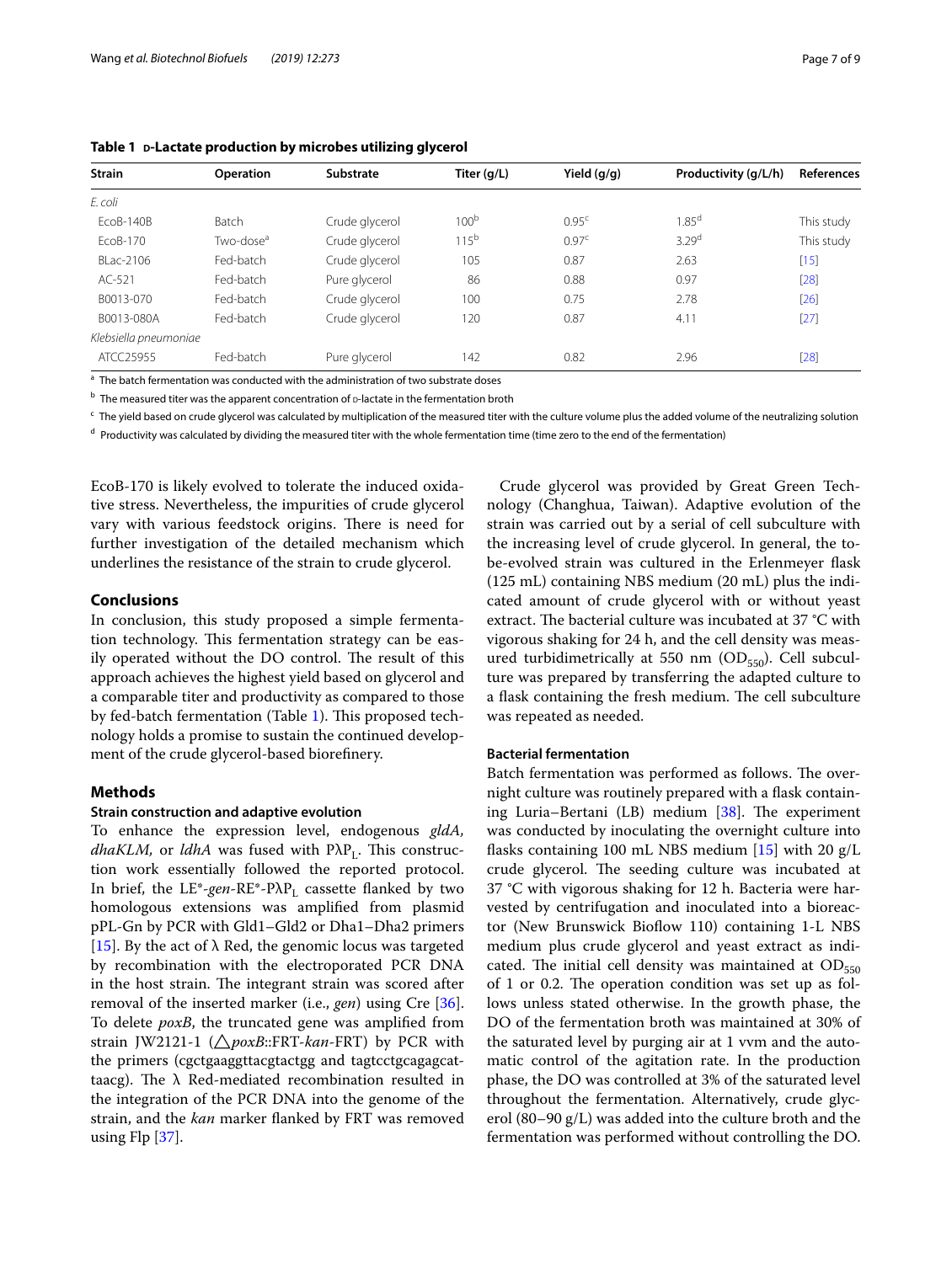**Table 1 D-Lactate production by microbes utilizing glycerol**

| Strain | Operation | Substrate | Titer (g/L) | Yield (g/g) | Productivity (g/L/h) | References |
|---|---|---|---|---|---|---|
| *E. coli* | | | | | | |
| EcoB-140B | Batch | Crude glycerol | 100[b] | 0.95[c] | 1.85[d] | This study |
| EcoB-170 | Two-dose[a] | Crude glycerol | 115[b] | 0.97[c] | 3.29[d] | This study |
| BLac-2106 | Fed-batch | Crude glycerol | 105 | 0.87 | 2.63 | [15] |
| AC-521 | Fed-batch | Pure glycerol | 86 | 0.88 | 0.97 | [28] |
| B0013-070 | Fed-batch | Crude glycerol | 100 | 0.75 | 2.78 | [26] |
| B0013-080A | Fed-batch | Crude glycerol | 120 | 0.87 | 4.11 | [27] |
| *Klebsiella pneumoniae* | | | | | | |
| ATCC25955 | Fed-batch | Pure glycerol | 142 | 0.82 | 2.96 | [28] |

[a] The batch fermentation was conducted with the administration of two substrate doses

[b] The measured titer was the apparent concentration of D-lactate in the fermentation broth

[c] The yield based on crude glycerol was calculated by multiplication of the measured titer with the culture volume plus the added volume of the neutralizing solution

[d] Productivity was calculated by dividing the measured titer with the whole fermentation time (time zero to the end of the fermentation)

EcoB-170 is likely evolved to tolerate the induced oxidative stress. Nevertheless, the impurities of crude glycerol vary with various feedstock origins. There is need for further investigation of the detailed mechanism which underlines the resistance of the strain to crude glycerol.

## Conclusions

In conclusion, this study proposed a simple fermentation technology. This fermentation strategy can be easily operated without the DO control. The result of this approach achieves the highest yield based on glycerol and a comparable titer and productivity as compared to those by fed-batch fermentation (Table 1). This proposed technology holds a promise to sustain the continued development of the crude glycerol-based biorefinery.

## Methods

### Strain construction and adaptive evolution

To enhance the expression level, endogenous *gldA*, *dhaKLM*, or *ldhA* was fused with PλP$_L$. This construction work essentially followed the reported protocol. In brief, the LE*-*gen*-RE*-PλP$_L$ cassette flanked by two homologous extensions was amplified from plasmid pPL-Gn by PCR with Gld1–Gld2 or Dha1–Dha2 primers [15]. By the act of λ Red, the genomic locus was targeted by recombination with the electroporated PCR DNA in the host strain. The integrant strain was scored after removal of the inserted marker (i.e., *gen*) using Cre [36]. To delete *poxB*, the truncated gene was amplified from strain JW2121-1 (△*poxB*::FRT-*kan*-FRT) by PCR with the primers (cgctgaaggttacgtactgg and tagtcctgcagagcattaacg). The λ Red-mediated recombination resulted in the integration of the PCR DNA into the genome of the strain, and the *kan* marker flanked by FRT was removed using Flp [37].

Crude glycerol was provided by Great Green Technology (Changhua, Taiwan). Adaptive evolution of the strain was carried out by a serial of cell subculture with the increasing level of crude glycerol. In general, the to-be-evolved strain was cultured in the Erlenmeyer flask (125 mL) containing NBS medium (20 mL) plus the indicated amount of crude glycerol with or without yeast extract. The bacterial culture was incubated at 37 °C with vigorous shaking for 24 h, and the cell density was measured turbidimetrically at 550 nm ($OD_{550}$). Cell subculture was prepared by transferring the adapted culture to a flask containing the fresh medium. The cell subculture was repeated as needed.

### Bacterial fermentation

Batch fermentation was performed as follows. The overnight culture was routinely prepared with a flask containing Luria–Bertani (LB) medium [38]. The experiment was conducted by inoculating the overnight culture into flasks containing 100 mL NBS medium [15] with 20 g/L crude glycerol. The seeding culture was incubated at 37 °C with vigorous shaking for 12 h. Bacteria were harvested by centrifugation and inoculated into a bioreactor (New Brunswick Bioflow 110) containing 1-L NBS medium plus crude glycerol and yeast extract as indicated. The initial cell density was maintained at $OD_{550}$ of 1 or 0.2. The operation condition was set up as follows unless stated otherwise. In the growth phase, the DO of the fermentation broth was maintained at 30% of the saturated level by purging air at 1 vvm and the automatic control of the agitation rate. In the production phase, the DO was controlled at 3% of the saturated level throughout the fermentation. Alternatively, crude glycerol (80–90 g/L) was added into the culture broth and the fermentation was performed without controlling the DO.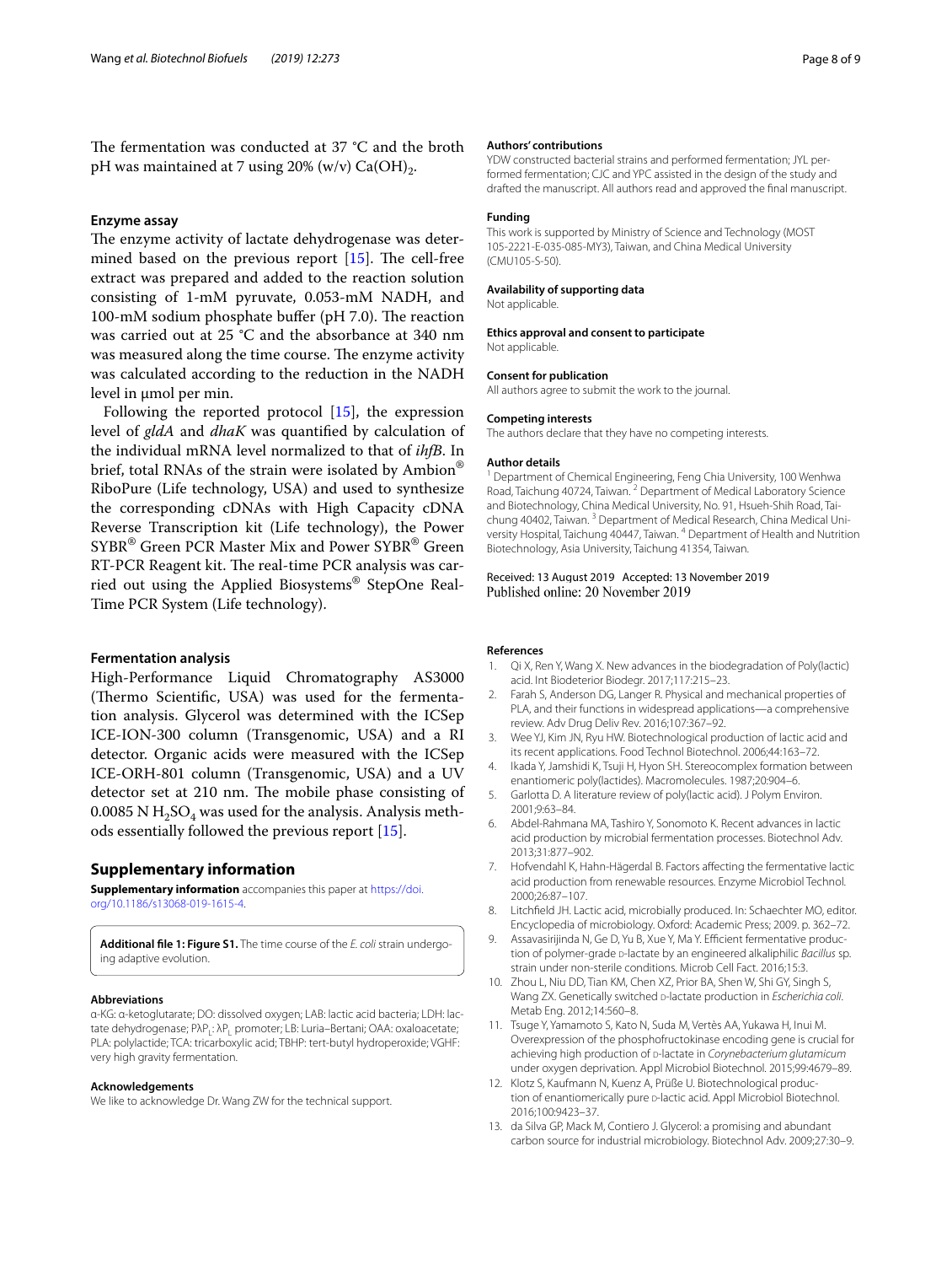The fermentation was conducted at 37 °C and the broth pH was maintained at 7 using 20% (w/v) $Ca(OH)_2$.

### Enzyme assay

The enzyme activity of lactate dehydrogenase was determined based on the previous report [15]. The cell-free extract was prepared and added to the reaction solution consisting of 1-mM pyruvate, 0.053-mM NADH, and 100-mM sodium phosphate buffer (pH 7.0). The reaction was carried out at 25 °C and the absorbance at 340 nm was measured along the time course. The enzyme activity was calculated according to the reduction in the NADH level in μmol per min.

Following the reported protocol [15], the expression level of *gldA* and *dhaK* was quantified by calculation of the individual mRNA level normalized to that of *ihfB*. In brief, total RNAs of the strain were isolated by Ambion® RiboPure (Life technology, USA) and used to synthesize the corresponding cDNAs with High Capacity cDNA Reverse Transcription kit (Life technology), the Power SYBR® Green PCR Master Mix and Power SYBR® Green RT-PCR Reagent kit. The real-time PCR analysis was carried out using the Applied Biosystems® StepOne Real-Time PCR System (Life technology).

### Fermentation analysis

High-Performance Liquid Chromatography AS3000 (Thermo Scientific, USA) was used for the fermentation analysis. Glycerol was determined with the ICSep ICE-ION-300 column (Transgenomic, USA) and a RI detector. Organic acids were measured with the ICSep ICE-ORH-801 column (Transgenomic, USA) and a UV detector set at 210 nm. The mobile phase consisting of 0.0085 N $H_2SO_4$ was used for the analysis. Analysis methods essentially followed the previous report [15].

## Supplementary information

**Supplementary information** accompanies this paper at https://doi.org/10.1186/s13068-019-1615-4.

**Additional file 1: Figure S1.** The time course of the *E. coli* strain undergoing adaptive evolution.

#### Abbreviations

α-KG: α-ketoglutarate; DO: dissolved oxygen; LAB: lactic acid bacteria; LDH: lactate dehydrogenase; $P\lambda P_L$: $\lambda P_L$ promoter; LB: Luria–Bertani; OAA: oxaloacetate; PLA: polylactide; TCA: tricarboxylic acid; TBHP: tert-butyl hydroperoxide; VGHF: very high gravity fermentation.

#### Acknowledgements

We like to acknowledge Dr. Wang ZW for the technical support.

#### Authors' contributions

YDW constructed bacterial strains and performed fermentation; JYL performed fermentation; CJC and YPC assisted in the design of the study and drafted the manuscript. All authors read and approved the final manuscript.

#### Funding

This work is supported by Ministry of Science and Technology (MOST 105-2221-E-035-085-MY3), Taiwan, and China Medical University (CMU105-S-50).

#### Availability of supporting data

Not applicable.

#### Ethics approval and consent to participate

Not applicable.

#### Consent for publication

All authors agree to submit the work to the journal.

#### Competing interests

The authors declare that they have no competing interests.

#### Author details

[1] Department of Chemical Engineering, Feng Chia University, 100 Wenhwa Road, Taichung 40724, Taiwan. [2] Department of Medical Laboratory Science and Biotechnology, China Medical University, No. 91, Hsueh-Shih Road, Taichung 40402, Taiwan. [3] Department of Medical Research, China Medical University Hospital, Taichung 40447, Taiwan. [4] Department of Health and Nutrition Biotechnology, Asia University, Taichung 41354, Taiwan.

Received: 13 August 2019 Accepted: 13 November 2019
Published online: 20 November 2019

#### References

1. Qi X, Ren Y, Wang X. New advances in the biodegradation of Poly(lactic) acid. Int Biodeterior Biodegr. 2017;117:215–23.
2. Farah S, Anderson DG, Langer R. Physical and mechanical properties of PLA, and their functions in widespread applications—a comprehensive review. Adv Drug Deliv Rev. 2016;107:367–92.
3. Wee YJ, Kim JN, Ryu HW. Biotechnological production of lactic acid and its recent applications. Food Technol Biotechnol. 2006;44:163–72.
4. Ikada Y, Jamshidi K, Tsuji H, Hyon SH. Stereocomplex formation between enantiomeric poly(lactides). Macromolecules. 1987;20:904–6.
5. Garlotta D. A literature review of poly(lactic acid). J Polym Environ. 2001;9:63–84.
6. Abdel-Rahmana MA, Tashiro Y, Sonomoto K. Recent advances in lactic acid production by microbial fermentation processes. Biotechnol Adv. 2013;31:877–902.
7. Hofvendahl K, Hahn-Hägerdal B. Factors affecting the fermentative lactic acid production from renewable resources. Enzyme Microbiol Technol. 2000;26:87–107.
8. Litchfield JH. Lactic acid, microbially produced. In: Schaechter MO, editor. Encyclopedia of microbiology. Oxford: Academic Press; 2009. p. 362–72.
9. Assavasirijinda N, Ge D, Yu B, Xue Y, Ma Y. Efficient fermentative production of polymer-grade D-lactate by an engineered alkaliphilic *Bacillus* sp. strain under non-sterile conditions. Microb Cell Fact. 2016;15:3.
10. Zhou L, Niu DD, Tian KM, Chen XZ, Prior BA, Shen W, Shi GY, Singh S, Wang ZX. Genetically switched D-lactate production in *Escherichia coli*. Metab Eng. 2012;14:560–8.
11. Tsuge Y, Yamamoto S, Kato N, Suda M, Vertès AA, Yukawa H, Inui M. Overexpression of the phosphofructokinase encoding gene is crucial for achieving high production of D-lactate in *Corynebacterium glutamicum* under oxygen deprivation. Appl Microbiol Biotechnol. 2015;99:4679–89.
12. Klotz S, Kaufmann N, Kuenz A, Prüße U. Biotechnological production of enantiomerically pure D-lactic acid. Appl Microbiol Biotechnol. 2016;100:9423–37.
13. da Silva GP, Mack M, Contiero J. Glycerol: a promising and abundant carbon source for industrial microbiology. Biotechnol Adv. 2009;27:30–9.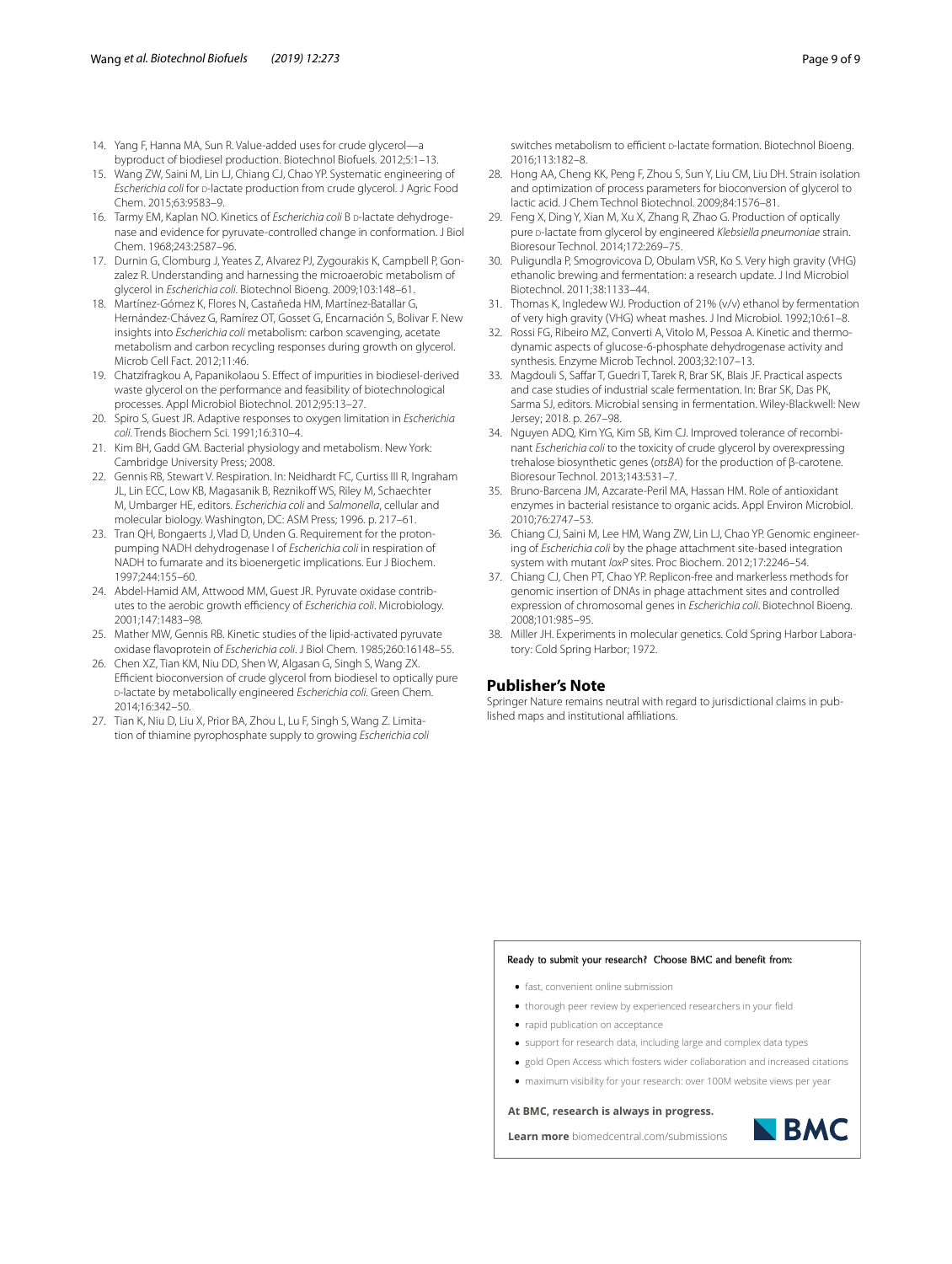14. Yang F, Hanna MA, Sun R. Value-added uses for crude glycerol—a byproduct of biodiesel production. Biotechnol Biofuels. 2012;5:1–13.
15. Wang ZW, Saini M, Lin LJ, Chiang CJ, Chao YP. Systematic engineering of *Escherichia coli* for D-lactate production from crude glycerol. J Agric Food Chem. 2015;63:9583–9.
16. Tarmy EM, Kaplan NO. Kinetics of *Escherichia coli* B D-lactate dehydrogenase and evidence for pyruvate-controlled change in conformation. J Biol Chem. 1968;243:2587–96.
17. Durnin G, Clomburg J, Yeates Z, Alvarez PJ, Zygourakis K, Campbell P, Gonzalez R. Understanding and harnessing the microaerobic metabolism of glycerol in *Escherichia coli*. Biotechnol Bioeng. 2009;103:148–61.
18. Martínez-Gómez K, Flores N, Castañeda HM, Martínez-Batallar G, Hernández-Chávez G, Ramírez OT, Gosset G, Encarnación S, Bolivar F. New insights into *Escherichia coli* metabolism: carbon scavenging, acetate metabolism and carbon recycling responses during growth on glycerol. Microb Cell Fact. 2012;11:46.
19. Chatzifragkou A, Papanikolaou S. Effect of impurities in biodiesel-derived waste glycerol on the performance and feasibility of biotechnological processes. Appl Microbiol Biotechnol. 2012;95:13–27.
20. Spiro S, Guest JR. Adaptive responses to oxygen limitation in *Escherichia coli*. Trends Biochem Sci. 1991;16:310–4.
21. Kim BH, Gadd GM. Bacterial physiology and metabolism. New York: Cambridge University Press; 2008.
22. Gennis RB, Stewart V. Respiration. In: Neidhardt FC, Curtiss III R, Ingraham JL, Lin ECC, Low KB, Magasanik B, Reznikoff WS, Riley M, Schaechter M, Umbarger HE, editors. *Escherichia coli* and *Salmonella*, cellular and molecular biology. Washington, DC: ASM Press; 1996. p. 217–61.
23. Tran QH, Bongaerts J, Vlad D, Unden G. Requirement for the proton-pumping NADH dehydrogenase I of *Escherichia coli* in respiration of NADH to fumarate and its bioenergetic implications. Eur J Biochem. 1997;244:155–60.
24. Abdel-Hamid AM, Attwood MM, Guest JR. Pyruvate oxidase contributes to the aerobic growth efficiency of *Escherichia coli*. Microbiology. 2001;147:1483–98.
25. Mather MW, Gennis RB. Kinetic studies of the lipid-activated pyruvate oxidase flavoprotein of *Escherichia coli*. J Biol Chem. 1985;260:16148–55.
26. Chen XZ, Tian KM, Niu DD, Shen W, Algasan G, Singh S, Wang ZX. Efficient bioconversion of crude glycerol from biodiesel to optically pure D-lactate by metabolically engineered *Escherichia coli*. Green Chem. 2014;16:342–50.
27. Tian K, Niu D, Liu X, Prior BA, Zhou L, Lu F, Singh S, Wang Z. Limitation of thiamine pyrophosphate supply to growing *Escherichia coli* switches metabolism to efficient D-lactate formation. Biotechnol Bioeng. 2016;113:182–8.
28. Hong AA, Cheng KK, Peng F, Zhou S, Sun Y, Liu CM, Liu DH. Strain isolation and optimization of process parameters for bioconversion of glycerol to lactic acid. J Chem Technol Biotechnol. 2009;84:1576–81.
29. Feng X, Ding Y, Xian M, Xu X, Zhang R, Zhao G. Production of optically pure D-lactate from glycerol by engineered *Klebsiella pneumoniae* strain. Bioresour Technol. 2014;172:269–75.
30. Puligundla P, Smogrovicova D, Obulam VSR, Ko S. Very high gravity (VHG) ethanolic brewing and fermentation: a research update. J Ind Microbiol Biotechnol. 2011;38:1133–44.
31. Thomas K, Ingledew WJ. Production of 21% (v/v) ethanol by fermentation of very high gravity (VHG) wheat mashes. J Ind Microbiol. 1992;10:61–8.
32. Rossi FG, Ribeiro MZ, Converti A, Vitolo M, Pessoa A. Kinetic and thermodynamic aspects of glucose-6-phosphate dehydrogenase activity and synthesis. Enzyme Microb Technol. 2003;32:107–13.
33. Magdouli S, Saffar T, Guedri T, Tarek R, Brar SK, Blais JF. Practical aspects and case studies of industrial scale fermentation. In: Brar SK, Das PK, Sarma SJ, editors. Microbial sensing in fermentation. Wiley-Blackwell: New Jersey; 2018. p. 267–98.
34. Nguyen ADQ, Kim YG, Kim SB, Kim CJ. Improved tolerance of recombinant *Escherichia coli* to the toxicity of crude glycerol by overexpressing trehalose biosynthetic genes (*otsBA*) for the production of β-carotene. Bioresour Technol. 2013;143:531–7.
35. Bruno-Barcena JM, Azcarate-Peril MA, Hassan HM. Role of antioxidant enzymes in bacterial resistance to organic acids. Appl Environ Microbiol. 2010;76:2747–53.
36. Chiang CJ, Saini M, Lee HM, Wang ZW, Lin LJ, Chao YP. Genomic engineering of *Escherichia coli* by the phage attachment site-based integration system with mutant *loxP* sites. Proc Biochem. 2012;17:2246–54.
37. Chiang CJ, Chen PT, Chao YP. Replicon-free and markerless methods for genomic insertion of DNAs in phage attachment sites and controlled expression of chromosomal genes in *Escherichia coli*. Biotechnol Bioeng. 2008;101:985–95.
38. Miller JH. Experiments in molecular genetics. Cold Spring Harbor Laboratory: Cold Spring Harbor; 1972.

## Publisher's Note

Springer Nature remains neutral with regard to jurisdictional claims in published maps and institutional affiliations.

Ready to submit your research? Choose BMC and benefit from:

- fast, convenient online submission
- thorough peer review by experienced researchers in your field
- rapid publication on acceptance
- support for research data, including large and complex data types
- gold Open Access which fosters wider collaboration and increased citations
- maximum visibility for your research: over 100M website views per year

**At BMC, research is always in progress.**

**Learn more** biomedcentral.com/submissions

BMC